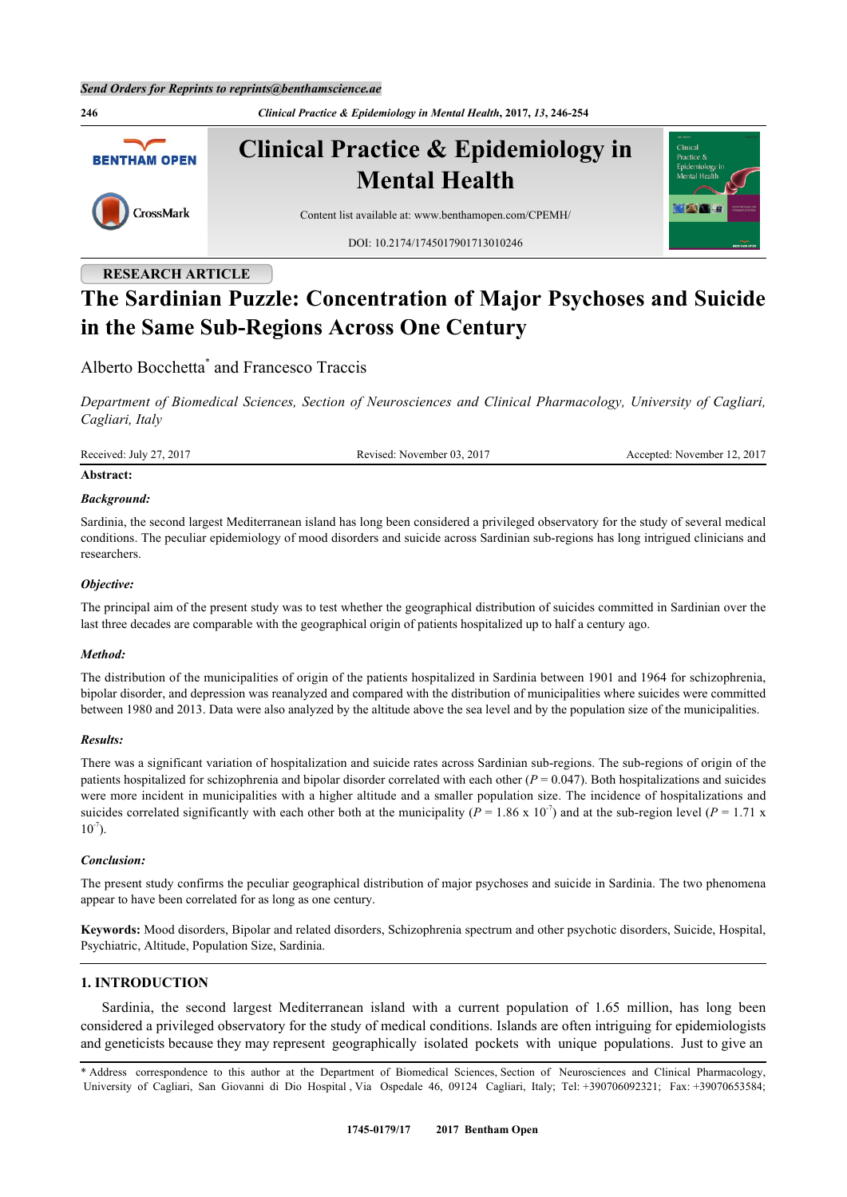RESEARCH ARTICLE

# The Sardinian Puzzle: Concentration of Major Psychoses and Suicide in the Same Sub-Regions Across One Century

Alberto Bocchetta* and Francesco Traccis

*Department of Biomedical Sciences, Section of Neurosciences and Clinical Pharmacology, University of Cagliari, Cagliari, Italy*

Received: July 27, 2017 | Revised: November 03, 2017 | Accepted: November 12, 2017

**Abstract:**

***Background:***

Sardinia, the second largest Mediterranean island has long been considered a privileged observatory for the study of several medical conditions. The peculiar epidemiology of mood disorders and suicide across Sardinian sub-regions has long intrigued clinicians and researchers.

***Objective:***

The principal aim of the present study was to test whether the geographical distribution of suicides committed in Sardinian over the last three decades are comparable with the geographical origin of patients hospitalized up to half a century ago.

***Method:***

The distribution of the municipalities of origin of the patients hospitalized in Sardinia between 1901 and 1964 for schizophrenia, bipolar disorder, and depression was reanalyzed and compared with the distribution of municipalities where suicides were committed between 1980 and 2013. Data were also analyzed by the altitude above the sea level and by the population size of the municipalities.

***Results:***

There was a significant variation of hospitalization and suicide rates across Sardinian sub-regions. The sub-regions of origin of the patients hospitalized for schizophrenia and bipolar disorder correlated with each other ($P = 0.047$). Both hospitalizations and suicides were more incident in municipalities with a higher altitude and a smaller population size. The incidence of hospitalizations and suicides correlated significantly with each other both at the municipality ($P = 1.86 \times 10^{-7}$) and at the sub-region level ($P = 1.71 \times 10^{-7}$).

***Conclusion:***

The present study confirms the peculiar geographical distribution of major psychoses and suicide in Sardinia. The two phenomena appear to have been correlated for as long as one century.

**Keywords:** Mood disorders, Bipolar and related disorders, Schizophrenia spectrum and other psychotic disorders, Suicide, Hospital, Psychiatric, Altitude, Population Size, Sardinia.

## 1. INTRODUCTION

Sardinia, the second largest Mediterranean island with a current population of 1.65 million, has long been considered a privileged observatory for the study of medical conditions. Islands are often intriguing for epidemiologists and geneticists because they may represent geographically isolated pockets with unique populations. Just to give an

* Address correspondence to this author at the Department of Biomedical Sciences, Section of Neurosciences and Clinical Pharmacology, University of Cagliari, San Giovanni di Dio Hospital, Via Ospedale 46, 09124 Cagliari, Italy; Tel: +390706092321; Fax: +39070653584;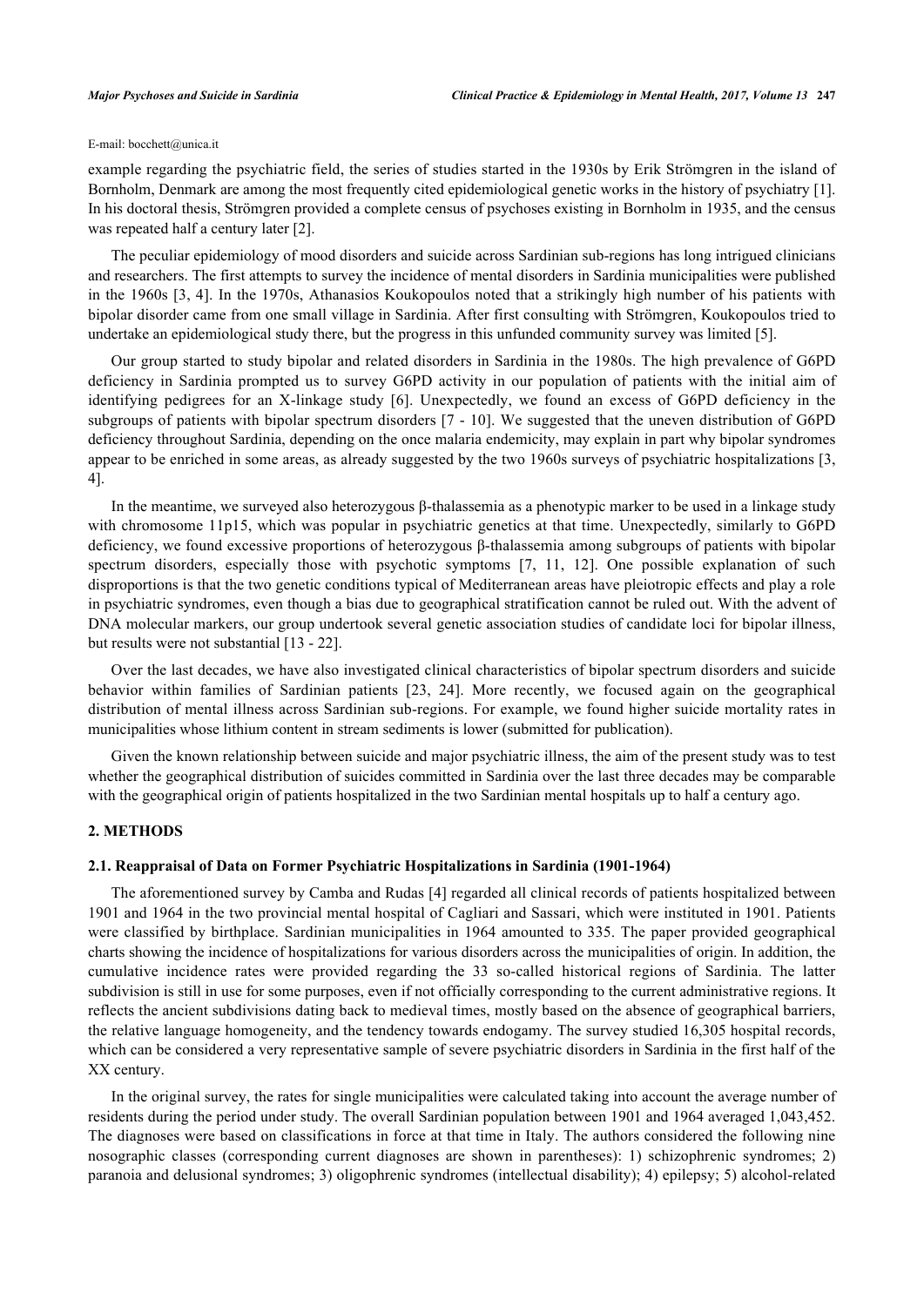E-mail: bocchett@unica.it

example regarding the psychiatric field, the series of studies started in the 1930s by Erik Strömgren in the island of Bornholm, Denmark are among the most frequently cited epidemiological genetic works in the history of psychiatry [1]. In his doctoral thesis, Strömgren provided a complete census of psychoses existing in Bornholm in 1935, and the census was repeated half a century later [2].

The peculiar epidemiology of mood disorders and suicide across Sardinian sub-regions has long intrigued clinicians and researchers. The first attempts to survey the incidence of mental disorders in Sardinia municipalities were published in the 1960s [3, 4]. In the 1970s, Athanasios Koukopoulos noted that a strikingly high number of his patients with bipolar disorder came from one small village in Sardinia. After first consulting with Strömgren, Koukopoulos tried to undertake an epidemiological study there, but the progress in this unfunded community survey was limited [5].

Our group started to study bipolar and related disorders in Sardinia in the 1980s. The high prevalence of G6PD deficiency in Sardinia prompted us to survey G6PD activity in our population of patients with the initial aim of identifying pedigrees for an X-linkage study [6]. Unexpectedly, we found an excess of G6PD deficiency in the subgroups of patients with bipolar spectrum disorders [7 - 10]. We suggested that the uneven distribution of G6PD deficiency throughout Sardinia, depending on the once malaria endemicity, may explain in part why bipolar syndromes appear to be enriched in some areas, as already suggested by the two 1960s surveys of psychiatric hospitalizations [3, 4].

In the meantime, we surveyed also heterozygous β-thalassemia as a phenotypic marker to be used in a linkage study with chromosome 11p15, which was popular in psychiatric genetics at that time. Unexpectedly, similarly to G6PD deficiency, we found excessive proportions of heterozygous β-thalassemia among subgroups of patients with bipolar spectrum disorders, especially those with psychotic symptoms [7, 11, 12]. One possible explanation of such disproportions is that the two genetic conditions typical of Mediterranean areas have pleiotropic effects and play a role in psychiatric syndromes, even though a bias due to geographical stratification cannot be ruled out. With the advent of DNA molecular markers, our group undertook several genetic association studies of candidate loci for bipolar illness, but results were not substantial [13 - 22].

Over the last decades, we have also investigated clinical characteristics of bipolar spectrum disorders and suicide behavior within families of Sardinian patients [23, 24]. More recently, we focused again on the geographical distribution of mental illness across Sardinian sub-regions. For example, we found higher suicide mortality rates in municipalities whose lithium content in stream sediments is lower (submitted for publication).

Given the known relationship between suicide and major psychiatric illness, the aim of the present study was to test whether the geographical distribution of suicides committed in Sardinia over the last three decades may be comparable with the geographical origin of patients hospitalized in the two Sardinian mental hospitals up to half a century ago.

## 2. METHODS

### 2.1. Reappraisal of Data on Former Psychiatric Hospitalizations in Sardinia (1901-1964)

The aforementioned survey by Camba and Rudas [4] regarded all clinical records of patients hospitalized between 1901 and 1964 in the two provincial mental hospital of Cagliari and Sassari, which were instituted in 1901. Patients were classified by birthplace. Sardinian municipalities in 1964 amounted to 335. The paper provided geographical charts showing the incidence of hospitalizations for various disorders across the municipalities of origin. In addition, the cumulative incidence rates were provided regarding the 33 so-called historical regions of Sardinia. The latter subdivision is still in use for some purposes, even if not officially corresponding to the current administrative regions. It reflects the ancient subdivisions dating back to medieval times, mostly based on the absence of geographical barriers, the relative language homogeneity, and the tendency towards endogamy. The survey studied 16,305 hospital records, which can be considered a very representative sample of severe psychiatric disorders in Sardinia in the first half of the XX century.

In the original survey, the rates for single municipalities were calculated taking into account the average number of residents during the period under study. The overall Sardinian population between 1901 and 1964 averaged 1,043,452. The diagnoses were based on classifications in force at that time in Italy. The authors considered the following nine nosographic classes (corresponding current diagnoses are shown in parentheses): 1) schizophrenic syndromes; 2) paranoia and delusional syndromes; 3) oligophrenic syndromes (intellectual disability); 4) epilepsy; 5) alcohol-related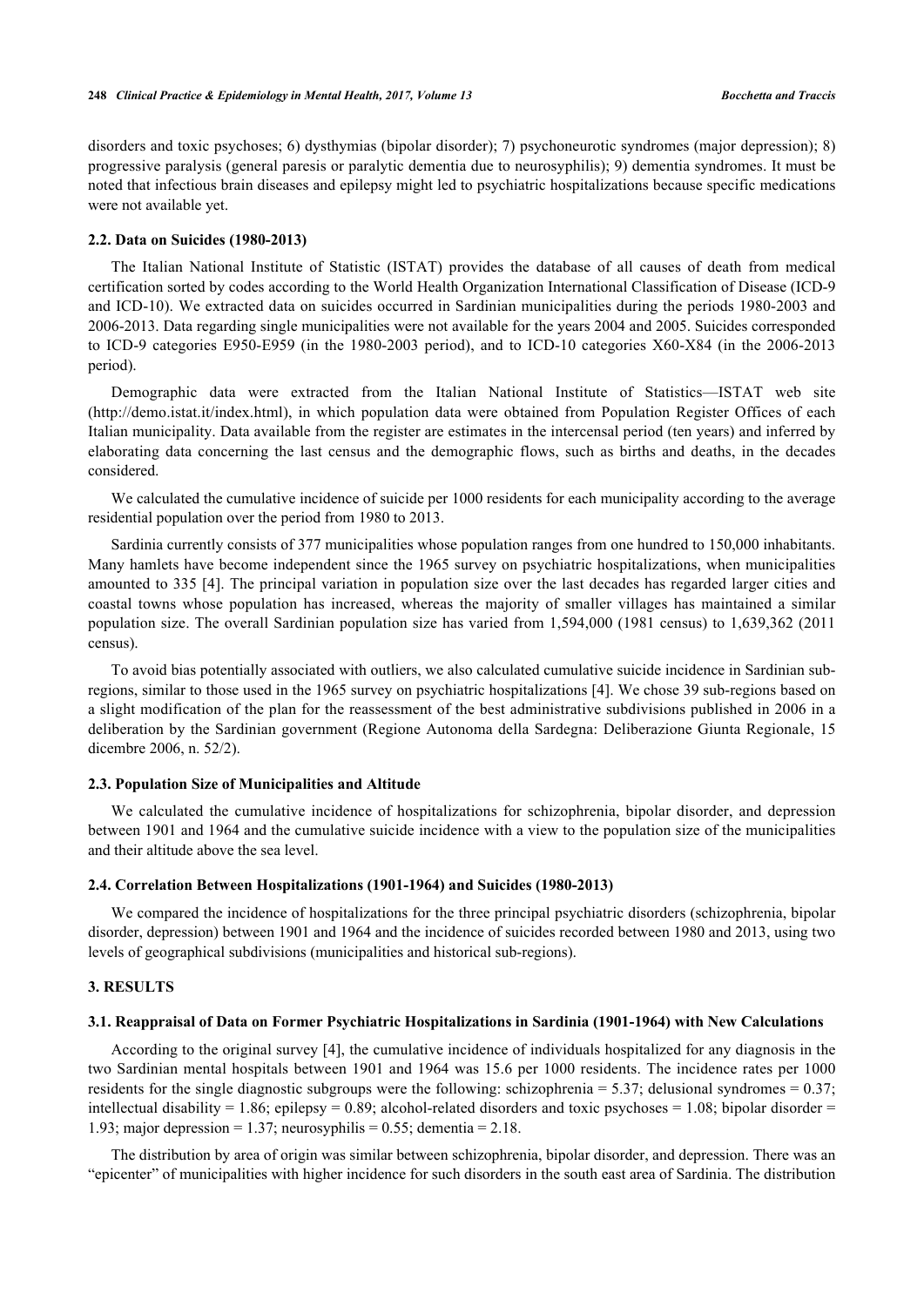disorders and toxic psychoses; 6) dysthymias (bipolar disorder); 7) psychoneurotic syndromes (major depression); 8) progressive paralysis (general paresis or paralytic dementia due to neurosyphilis); 9) dementia syndromes. It must be noted that infectious brain diseases and epilepsy might led to psychiatric hospitalizations because specific medications were not available yet.

### 2.2. Data on Suicides (1980-2013)

The Italian National Institute of Statistic (ISTAT) provides the database of all causes of death from medical certification sorted by codes according to the World Health Organization International Classification of Disease (ICD-9 and ICD-10). We extracted data on suicides occurred in Sardinian municipalities during the periods 1980-2003 and 2006-2013. Data regarding single municipalities were not available for the years 2004 and 2005. Suicides corresponded to ICD-9 categories E950-E959 (in the 1980-2003 period), and to ICD-10 categories X60-X84 (in the 2006-2013 period).

Demographic data were extracted from the Italian National Institute of Statistics—ISTAT web site (http://demo.istat.it/index.html), in which population data were obtained from Population Register Offices of each Italian municipality. Data available from the register are estimates in the intercensal period (ten years) and inferred by elaborating data concerning the last census and the demographic flows, such as births and deaths, in the decades considered.

We calculated the cumulative incidence of suicide per 1000 residents for each municipality according to the average residential population over the period from 1980 to 2013.

Sardinia currently consists of 377 municipalities whose population ranges from one hundred to 150,000 inhabitants. Many hamlets have become independent since the 1965 survey on psychiatric hospitalizations, when municipalities amounted to 335 [4]. The principal variation in population size over the last decades has regarded larger cities and coastal towns whose population has increased, whereas the majority of smaller villages has maintained a similar population size. The overall Sardinian population size has varied from 1,594,000 (1981 census) to 1,639,362 (2011 census).

To avoid bias potentially associated with outliers, we also calculated cumulative suicide incidence in Sardinian sub-regions, similar to those used in the 1965 survey on psychiatric hospitalizations [4]. We chose 39 sub-regions based on a slight modification of the plan for the reassessment of the best administrative subdivisions published in 2006 in a deliberation by the Sardinian government (Regione Autonoma della Sardegna: Deliberazione Giunta Regionale, 15 dicembre 2006, n. 52/2).

### 2.3. Population Size of Municipalities and Altitude

We calculated the cumulative incidence of hospitalizations for schizophrenia, bipolar disorder, and depression between 1901 and 1964 and the cumulative suicide incidence with a view to the population size of the municipalities and their altitude above the sea level.

### 2.4. Correlation Between Hospitalizations (1901-1964) and Suicides (1980-2013)

We compared the incidence of hospitalizations for the three principal psychiatric disorders (schizophrenia, bipolar disorder, depression) between 1901 and 1964 and the incidence of suicides recorded between 1980 and 2013, using two levels of geographical subdivisions (municipalities and historical sub-regions).

## 3. RESULTS

### 3.1. Reappraisal of Data on Former Psychiatric Hospitalizations in Sardinia (1901-1964) with New Calculations

According to the original survey [4], the cumulative incidence of individuals hospitalized for any diagnosis in the two Sardinian mental hospitals between 1901 and 1964 was 15.6 per 1000 residents. The incidence rates per 1000 residents for the single diagnostic subgroups were the following: schizophrenia = 5.37; delusional syndromes = 0.37; intellectual disability = 1.86; epilepsy = 0.89; alcohol-related disorders and toxic psychoses = 1.08; bipolar disorder = 1.93; major depression = 1.37; neurosyphilis = 0.55; dementia = 2.18.

The distribution by area of origin was similar between schizophrenia, bipolar disorder, and depression. There was an "epicenter" of municipalities with higher incidence for such disorders in the south east area of Sardinia. The distribution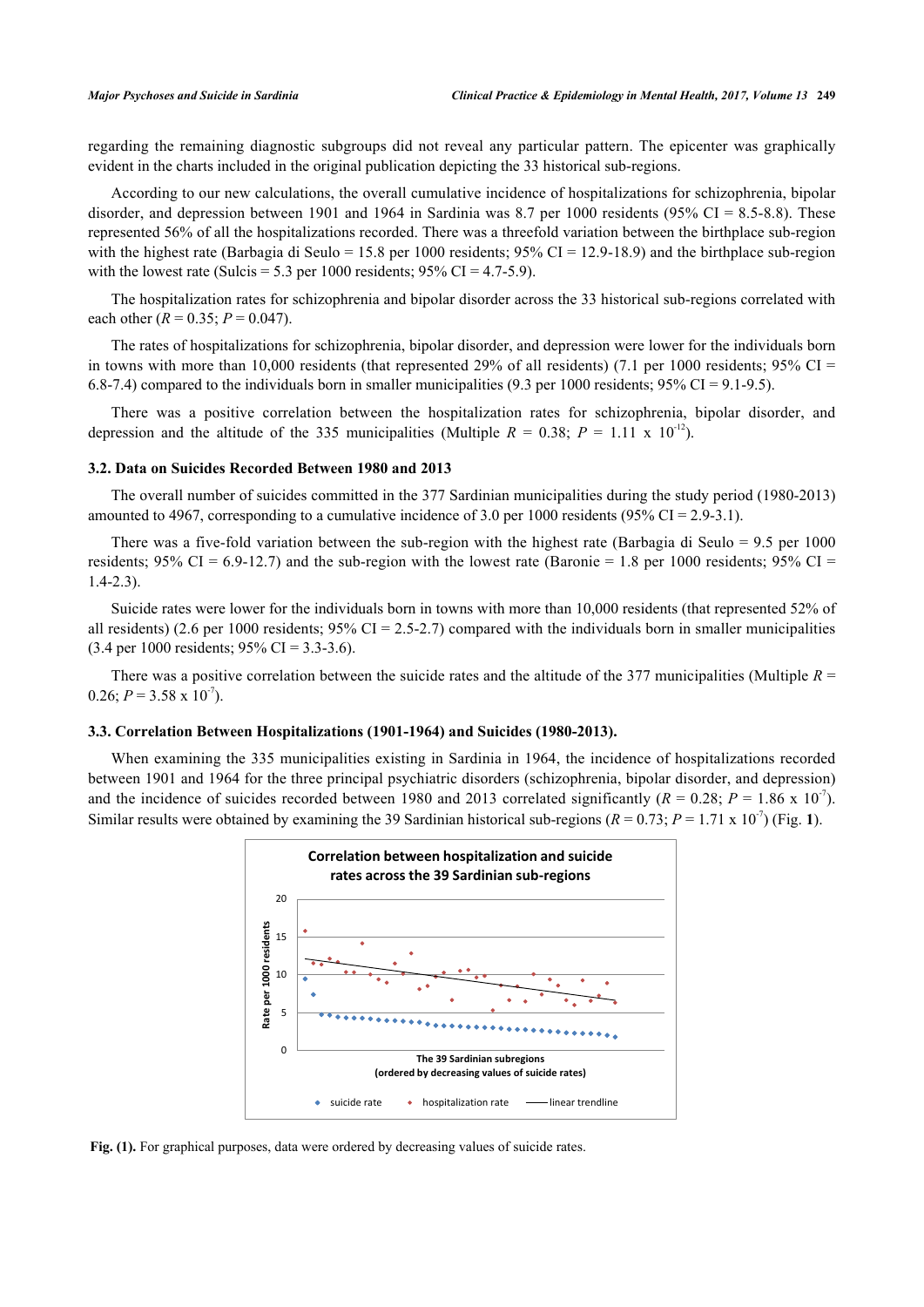regarding the remaining diagnostic subgroups did not reveal any particular pattern. The epicenter was graphically evident in the charts included in the original publication depicting the 33 historical sub-regions.

According to our new calculations, the overall cumulative incidence of hospitalizations for schizophrenia, bipolar disorder, and depression between 1901 and 1964 in Sardinia was 8.7 per 1000 residents (95% CI = 8.5-8.8). These represented 56% of all the hospitalizations recorded. There was a threefold variation between the birthplace sub-region with the highest rate (Barbagia di Seulo = 15.8 per 1000 residents; 95% CI = 12.9-18.9) and the birthplace sub-region with the lowest rate (Sulcis = 5.3 per 1000 residents; 95% CI = 4.7-5.9).

The hospitalization rates for schizophrenia and bipolar disorder across the 33 historical sub-regions correlated with each other ($R = 0.35$; $P = 0.047$).

The rates of hospitalizations for schizophrenia, bipolar disorder, and depression were lower for the individuals born in towns with more than 10,000 residents (that represented 29% of all residents) (7.1 per 1000 residents; 95% CI = 6.8-7.4) compared to the individuals born in smaller municipalities (9.3 per 1000 residents; 95% CI = 9.1-9.5).

There was a positive correlation between the hospitalization rates for schizophrenia, bipolar disorder, and depression and the altitude of the 335 municipalities (Multiple $R = 0.38$; $P = 1.11 \times 10^{-12}$).

### 3.2. Data on Suicides Recorded Between 1980 and 2013

The overall number of suicides committed in the 377 Sardinian municipalities during the study period (1980-2013) amounted to 4967, corresponding to a cumulative incidence of 3.0 per 1000 residents (95% CI = 2.9-3.1).

There was a five-fold variation between the sub-region with the highest rate (Barbagia di Seulo = 9.5 per 1000 residents; 95% CI = 6.9-12.7) and the sub-region with the lowest rate (Baronie = 1.8 per 1000 residents; 95% CI = 1.4-2.3).

Suicide rates were lower for the individuals born in towns with more than 10,000 residents (that represented 52% of all residents) (2.6 per 1000 residents; 95% CI = 2.5-2.7) compared with the individuals born in smaller municipalities (3.4 per 1000 residents; 95% CI = 3.3-3.6).

There was a positive correlation between the suicide rates and the altitude of the 377 municipalities (Multiple $R = 0.26$; $P = 3.58 \times 10^{-7}$).

### 3.3. Correlation Between Hospitalizations (1901-1964) and Suicides (1980-2013).

When examining the 335 municipalities existing in Sardinia in 1964, the incidence of hospitalizations recorded between 1901 and 1964 for the three principal psychiatric disorders (schizophrenia, bipolar disorder, and depression) and the incidence of suicides recorded between 1980 and 2013 correlated significantly ($R = 0.28$; $P = 1.86 \times 10^{-7}$). Similar results were obtained by examining the 39 Sardinian historical sub-regions ($R = 0.73$; $P = 1.71 \times 10^{-7}$) (Fig. **1**).

**Fig. (1).** For graphical purposes, data were ordered by decreasing values of suicide rates.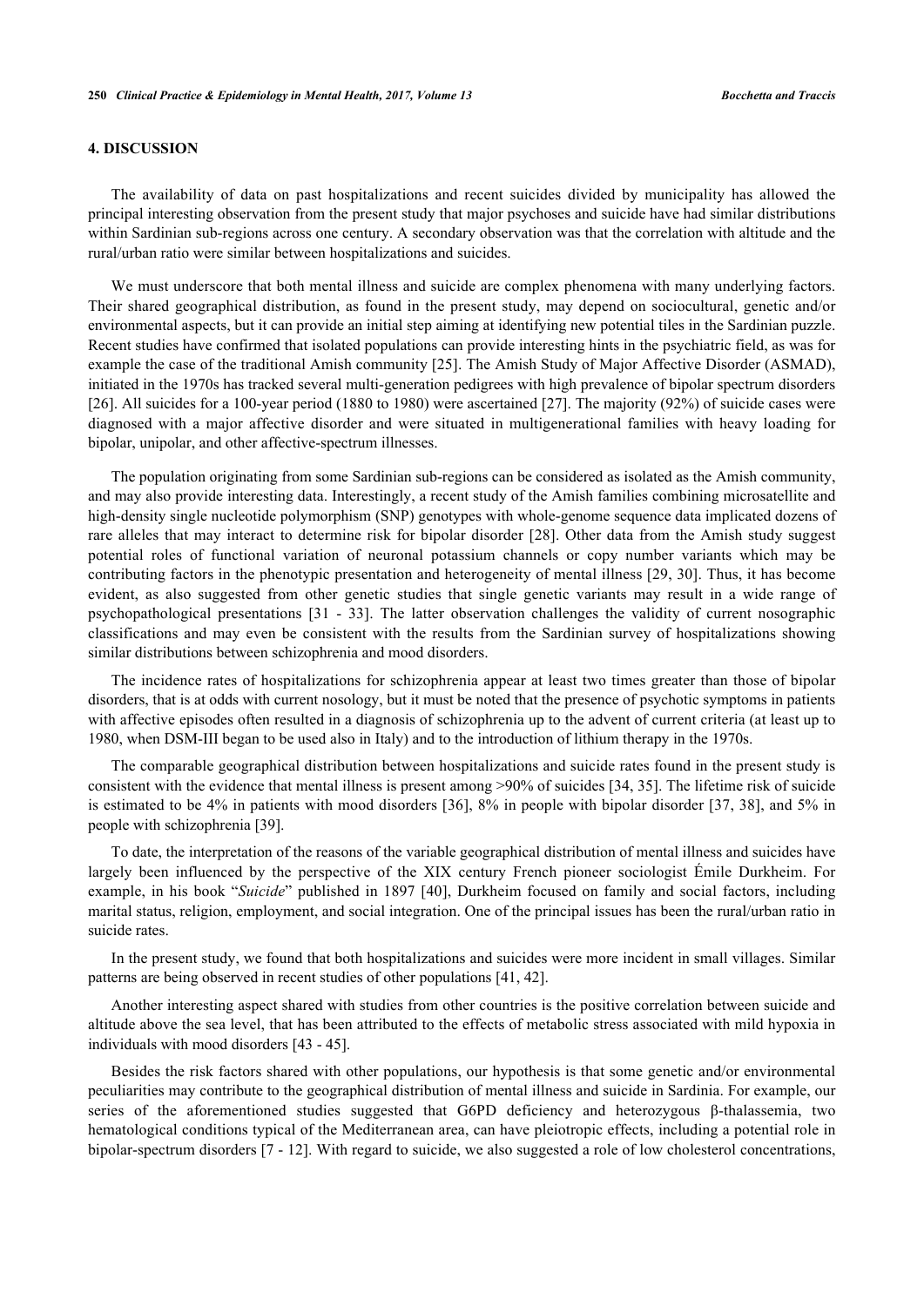## 4. DISCUSSION

The availability of data on past hospitalizations and recent suicides divided by municipality has allowed the principal interesting observation from the present study that major psychoses and suicide have had similar distributions within Sardinian sub-regions across one century. A secondary observation was that the correlation with altitude and the rural/urban ratio were similar between hospitalizations and suicides.

We must underscore that both mental illness and suicide are complex phenomena with many underlying factors. Their shared geographical distribution, as found in the present study, may depend on sociocultural, genetic and/or environmental aspects, but it can provide an initial step aiming at identifying new potential tiles in the Sardinian puzzle. Recent studies have confirmed that isolated populations can provide interesting hints in the psychiatric field, as was for example the case of the traditional Amish community [25]. The Amish Study of Major Affective Disorder (ASMAD), initiated in the 1970s has tracked several multi-generation pedigrees with high prevalence of bipolar spectrum disorders [26]. All suicides for a 100-year period (1880 to 1980) were ascertained [27]. The majority (92%) of suicide cases were diagnosed with a major affective disorder and were situated in multigenerational families with heavy loading for bipolar, unipolar, and other affective-spectrum illnesses.

The population originating from some Sardinian sub-regions can be considered as isolated as the Amish community, and may also provide interesting data. Interestingly, a recent study of the Amish families combining microsatellite and high-density single nucleotide polymorphism (SNP) genotypes with whole-genome sequence data implicated dozens of rare alleles that may interact to determine risk for bipolar disorder [28]. Other data from the Amish study suggest potential roles of functional variation of neuronal potassium channels or copy number variants which may be contributing factors in the phenotypic presentation and heterogeneity of mental illness [29, 30]. Thus, it has become evident, as also suggested from other genetic studies that single genetic variants may result in a wide range of psychopathological presentations [31 - 33]. The latter observation challenges the validity of current nosographic classifications and may even be consistent with the results from the Sardinian survey of hospitalizations showing similar distributions between schizophrenia and mood disorders.

The incidence rates of hospitalizations for schizophrenia appear at least two times greater than those of bipolar disorders, that is at odds with current nosology, but it must be noted that the presence of psychotic symptoms in patients with affective episodes often resulted in a diagnosis of schizophrenia up to the advent of current criteria (at least up to 1980, when DSM-III began to be used also in Italy) and to the introduction of lithium therapy in the 1970s.

The comparable geographical distribution between hospitalizations and suicide rates found in the present study is consistent with the evidence that mental illness is present among >90% of suicides [34, 35]. The lifetime risk of suicide is estimated to be 4% in patients with mood disorders [36], 8% in people with bipolar disorder [37, 38], and 5% in people with schizophrenia [39].

To date, the interpretation of the reasons of the variable geographical distribution of mental illness and suicides have largely been influenced by the perspective of the XIX century French pioneer sociologist Émile Durkheim. For example, in his book "*Suicide*" published in 1897 [40], Durkheim focused on family and social factors, including marital status, religion, employment, and social integration. One of the principal issues has been the rural/urban ratio in suicide rates.

In the present study, we found that both hospitalizations and suicides were more incident in small villages. Similar patterns are being observed in recent studies of other populations [41, 42].

Another interesting aspect shared with studies from other countries is the positive correlation between suicide and altitude above the sea level, that has been attributed to the effects of metabolic stress associated with mild hypoxia in individuals with mood disorders [43 - 45].

Besides the risk factors shared with other populations, our hypothesis is that some genetic and/or environmental peculiarities may contribute to the geographical distribution of mental illness and suicide in Sardinia. For example, our series of the aforementioned studies suggested that G6PD deficiency and heterozygous β-thalassemia, two hematological conditions typical of the Mediterranean area, can have pleiotropic effects, including a potential role in bipolar-spectrum disorders [7 - 12]. With regard to suicide, we also suggested a role of low cholesterol concentrations,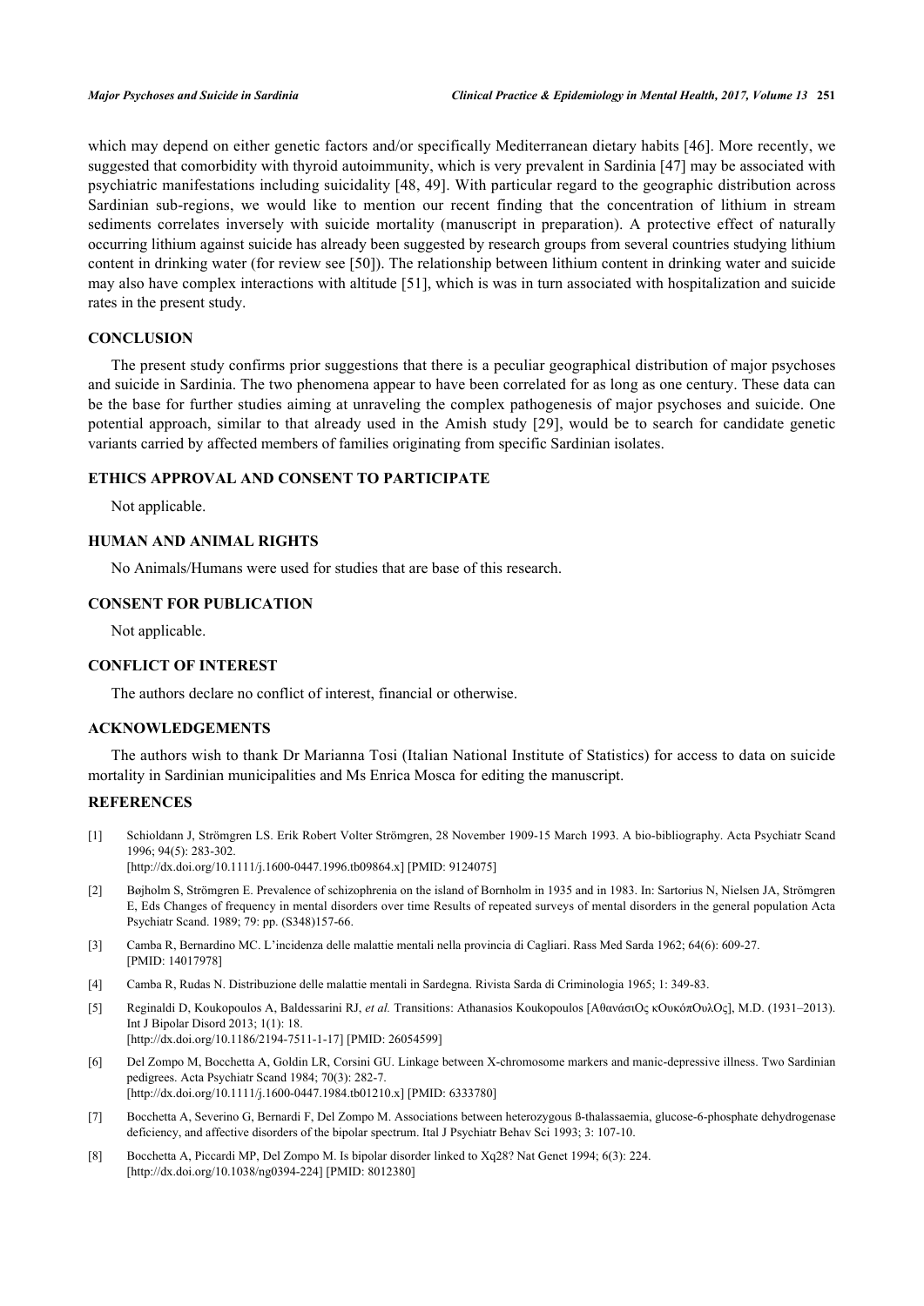which may depend on either genetic factors and/or specifically Mediterranean dietary habits [46]. More recently, we suggested that comorbidity with thyroid autoimmunity, which is very prevalent in Sardinia [47] may be associated with psychiatric manifestations including suicidality [48, 49]. With particular regard to the geographic distribution across Sardinian sub-regions, we would like to mention our recent finding that the concentration of lithium in stream sediments correlates inversely with suicide mortality (manuscript in preparation). A protective effect of naturally occurring lithium against suicide has already been suggested by research groups from several countries studying lithium content in drinking water (for review see [50]). The relationship between lithium content in drinking water and suicide may also have complex interactions with altitude [51], which is was in turn associated with hospitalization and suicide rates in the present study.

## CONCLUSION

The present study confirms prior suggestions that there is a peculiar geographical distribution of major psychoses and suicide in Sardinia. The two phenomena appear to have been correlated for as long as one century. These data can be the base for further studies aiming at unraveling the complex pathogenesis of major psychoses and suicide. One potential approach, similar to that already used in the Amish study [29], would be to search for candidate genetic variants carried by affected members of families originating from specific Sardinian isolates.

## ETHICS APPROVAL AND CONSENT TO PARTICIPATE

Not applicable.

## HUMAN AND ANIMAL RIGHTS

No Animals/Humans were used for studies that are base of this research.

## CONSENT FOR PUBLICATION

Not applicable.

## CONFLICT OF INTEREST

The authors declare no conflict of interest, financial or otherwise.

## ACKNOWLEDGEMENTS

The authors wish to thank Dr Marianna Tosi (Italian National Institute of Statistics) for access to data on suicide mortality in Sardinian municipalities and Ms Enrica Mosca for editing the manuscript.

## REFERENCES

[1] Schioldann J, Strömgren LS. Erik Robert Volter Strömgren, 28 November 1909-15 March 1993. A bio-bibliography. Acta Psychiatr Scand 1996; 94(5): 283-302.
[http://dx.doi.org/10.1111/j.1600-0447.1996.tb09864.x] [PMID: 9124075]

[2] Bøjholm S, Strömgren E. Prevalence of schizophrenia on the island of Bornholm in 1935 and in 1983. In: Sartorius N, Nielsen JA, Strömgren E, Eds Changes of frequency in mental disorders over time Results of repeated surveys of mental disorders in the general population Acta Psychiatr Scand. 1989; 79: pp. (S348)157-66.

[3] Camba R, Bernardino MC. L'incidenza delle malattie mentali nella provincia di Cagliari. Rass Med Sarda 1962; 64(6): 609-27. [PMID: 14017978]

[4] Camba R, Rudas N. Distribuzione delle malattie mentali in Sardegna. Rivista Sarda di Criminologia 1965; 1: 349-83.

[5] Reginaldi D, Koukopoulos A, Baldessarini RJ, *et al.* Transitions: Athanasios Koukopoulos [ΑθανάσιΟς κΟυκόπΟυλΟς], M.D. (1931–2013). Int J Bipolar Disord 2013; 1(1): 18.
[http://dx.doi.org/10.1186/2194-7511-1-17] [PMID: 26054599]

[6] Del Zompo M, Bocchetta A, Goldin LR, Corsini GU. Linkage between X-chromosome markers and manic-depressive illness. Two Sardinian pedigrees. Acta Psychiatr Scand 1984; 70(3): 282-7.
[http://dx.doi.org/10.1111/j.1600-0447.1984.tb01210.x] [PMID: 6333780]

[7] Bocchetta A, Severino G, Bernardi F, Del Zompo M. Associations between heterozygous ß-thalassaemia, glucose-6-phosphate dehydrogenase deficiency, and affective disorders of the bipolar spectrum. Ital J Psychiatr Behav Sci 1993; 3: 107-10.

[8] Bocchetta A, Piccardi MP, Del Zompo M. Is bipolar disorder linked to Xq28? Nat Genet 1994; 6(3): 224.
[http://dx.doi.org/10.1038/ng0394-224] [PMID: 8012380]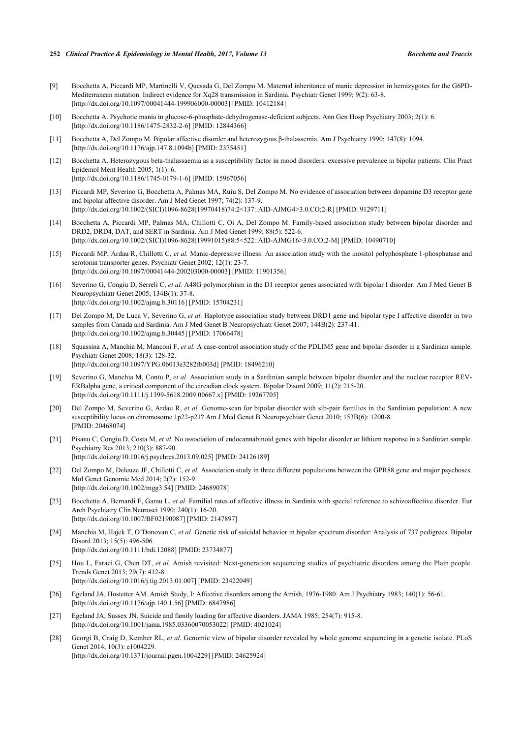[9] Bocchetta A, Piccardi MP, Martinelli V, Quesada G, Del Zompo M. Maternal inheritance of manic depression in hemizygotes for the G6PD-Mediterranean mutation. Indirect evidence for Xq28 transmission in Sardinia. Psychiatr Genet 1999; 9(2): 63-8. [http://dx.doi.org/10.1097/00041444-199906000-00003] [PMID: 10412184]

[10] Bocchetta A. Psychotic mania in glucose-6-phosphate-dehydrogenase-deficient subjects. Ann Gen Hosp Psychiatry 2003; 2(1): 6. [http://dx.doi.org/10.1186/1475-2832-2-6] [PMID: 12844366]

[11] Bocchetta A, Del Zompo M. Bipolar affective disorder and heterozygous β-thalassemia. Am J Psychiatry 1990; 147(8): 1094. [http://dx.doi.org/10.1176/ajp.147.8.1094b] [PMID: 2375451]

[12] Bocchetta A. Heterozygous beta-thalassaemia as a susceptibility factor in mood disorders: excessive prevalence in bipolar patients. Clin Pract Epidemol Ment Health 2005; 1(1): 6. [http://dx.doi.org/10.1186/1745-0179-1-6] [PMID: 15967056]

[13] Piccardi MP, Severino G, Bocchetta A, Palmas MA, Ruiu S, Del Zompo M. No evidence of association between dopamine D3 receptor gene and bipolar affective disorder. Am J Med Genet 1997; 74(2): 137-9. [http://dx.doi.org/10.1002/(SICI)1096-8628(19970418)74:2<137::AID-AJMG4>3.0.CO;2-R] [PMID: 9129711]

[14] Bocchetta A, Piccardi MP, Palmas MA, Chillotti C, Oi A, Del Zompo M. Family-based association study between bipolar disorder and DRD2, DRD4, DAT, and SERT in Sardinia. Am J Med Genet 1999; 88(5): 522-6. [http://dx.doi.org/10.1002/(SICI)1096-8628(19991015)88:5<522::AID-AJMG16>3.0.CO;2-M] [PMID: 10490710]

[15] Piccardi MP, Ardau R, Chillotti C, *et al.* Manic-depressive illness: An association study with the inositol polyphosphate 1-phosphatase and serotonin transporter genes. Psychiatr Genet 2002; 12(1): 23-7. [http://dx.doi.org/10.1097/00041444-200203000-00003] [PMID: 11901356]

[16] Severino G, Congiu D, Serreli C, *et al.* A48G polymorphism in the D1 receptor genes associated with bipolar I disorder. Am J Med Genet B Neuropsychiatr Genet 2005; 134B(1): 37-8. [http://dx.doi.org/10.1002/ajmg.b.30116] [PMID: 15704231]

[17] Del Zompo M, De Luca V, Severino G, *et al.* Haplotype association study between DRD1 gene and bipolar type I affective disorder in two samples from Canada and Sardinia. Am J Med Genet B Neuropsychiatr Genet 2007; 144B(2): 237-41. [http://dx.doi.org/10.1002/ajmg.b.30445] [PMID: 17066478]

[18] Squassina A, Manchia M, Manconi F, *et al.* A case-control association study of the PDLIM5 gene and bipolar disorder in a Sardinian sample. Psychiatr Genet 2008; 18(3): 128-32. [http://dx.doi.org/10.1097/YPG.0b013e3282fb003d] [PMID: 18496210]

[19] Severino G, Manchia M, Contu P, *et al.* Association study in a Sardinian sample between bipolar disorder and the nuclear receptor REV-ERBalpha gene, a critical component of the circadian clock system. Bipolar Disord 2009; 11(2): 215-20. [http://dx.doi.org/10.1111/j.1399-5618.2009.00667.x] [PMID: 19267705]

[20] Del Zompo M, Severino G, Ardau R, *et al.* Genome-scan for bipolar disorder with sib-pair families in the Sardinian population: A new susceptibility locus on chromosome 1p22-p21? Am J Med Genet B Neuropsychiatr Genet 2010; 153B(6): 1200-8. [PMID: 20468074]

[21] Pisanu C, Congiu D, Costa M, *et al.* No association of endocannabinoid genes with bipolar disorder or lithium response in a Sardinian sample. Psychiatry Res 2013; 210(3): 887-90. [http://dx.doi.org/10.1016/j.psychres.2013.09.025] [PMID: 24126189]

[22] Del Zompo M, Deleuze JF, Chillotti C, *et al.* Association study in three different populations between the GPR88 gene and major psychoses. Mol Genet Genomic Med 2014; 2(2): 152-9. [http://dx.doi.org/10.1002/mgg3.54] [PMID: 24689078]

[23] Bocchetta A, Bernardi F, Garau L, *et al.* Familial rates of affective illness in Sardinia with special reference to schizoaffective disorder. Eur Arch Psychiatry Clin Neurosci 1990; 240(1): 16-20. [http://dx.doi.org/10.1007/BF02190087] [PMID: 2147897]

[24] Manchia M, Hajek T, O'Donovan C, *et al.* Genetic risk of suicidal behavior in bipolar spectrum disorder: Analysis of 737 pedigrees. Bipolar Disord 2013; 15(5): 496-506. [http://dx.doi.org/10.1111/bdi.12088] [PMID: 23734877]

[25] Hou L, Faraci G, Chen DT, *et al.* Amish revisited: Next-generation sequencing studies of psychiatric disorders among the Plain people. Trends Genet 2013; 29(7): 412-8. [http://dx.doi.org/10.1016/j.tig.2013.01.007] [PMID: 23422049]

[26] Egeland JA, Hostetter AM. Amish Study, I: Affective disorders among the Amish, 1976-1980. Am J Psychiatry 1983; 140(1): 56-61. [http://dx.doi.org/10.1176/ajp.140.1.56] [PMID: 6847986]

[27] Egeland JA, Sussex JN. Suicide and family loading for affective disorders. JAMA 1985; 254(7): 915-8. [http://dx.doi.org/10.1001/jama.1985.03360070053022] [PMID: 4021024]

[28] Georgi B, Craig D, Kember RL, *et al.* Genomic view of bipolar disorder revealed by whole genome sequencing in a genetic isolate. PLoS Genet 2014; 10(3): e1004229. [http://dx.doi.org/10.1371/journal.pgen.1004229] [PMID: 24625924]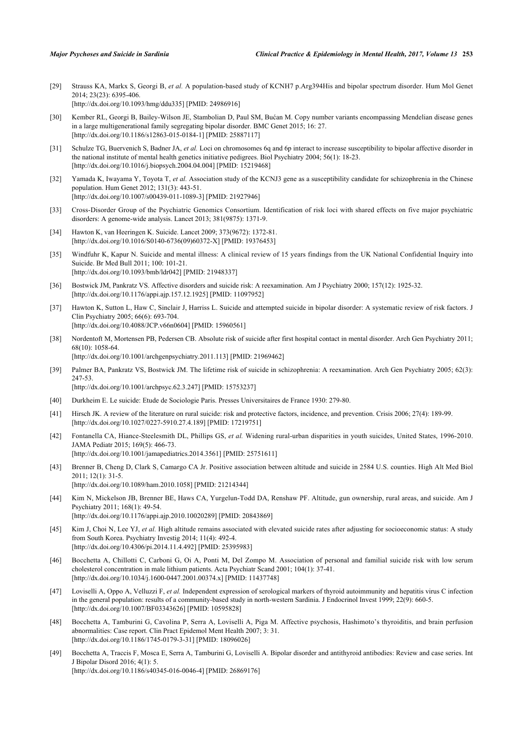[29] Strauss KA, Markx S, Georgi B, *et al.* A population-based study of KCNH7 p.Arg394His and bipolar spectrum disorder. Hum Mol Genet 2014; 23(23): 6395-406.
[http://dx.doi.org/10.1093/hmg/ddu335] [PMID: 24986916]

[30] Kember RL, Georgi B, Bailey-Wilson JE, Stambolian D, Paul SM, Bućan M. Copy number variants encompassing Mendelian disease genes in a large multigenerational family segregating bipolar disorder. BMC Genet 2015; 16: 27.
[http://dx.doi.org/10.1186/s12863-015-0184-1] [PMID: 25887117]

[31] Schulze TG, Buervenich S, Badner JA, *et al.* Loci on chromosomes 6q and 6p interact to increase susceptibility to bipolar affective disorder in the national institute of mental health genetics initiative pedigrees. Biol Psychiatry 2004; 56(1): 18-23.
[http://dx.doi.org/10.1016/j.biopsych.2004.04.004] [PMID: 15219468]

[32] Yamada K, Iwayama Y, Toyota T, *et al.* Association study of the KCNJ3 gene as a susceptibility candidate for schizophrenia in the Chinese population. Hum Genet 2012; 131(3): 443-51.
[http://dx.doi.org/10.1007/s00439-011-1089-3] [PMID: 21927946]

[33] Cross-Disorder Group of the Psychiatric Genomics Consortium. Identification of risk loci with shared effects on five major psychiatric disorders: A genome-wide analysis. Lancet 2013; 381(9875): 1371-9.

[34] Hawton K, van Heeringen K. Suicide. Lancet 2009; 373(9672): 1372-81.
[http://dx.doi.org/10.1016/S0140-6736(09)60372-X] [PMID: 19376453]

[35] Windfuhr K, Kapur N. Suicide and mental illness: A clinical review of 15 years findings from the UK National Confidential Inquiry into Suicide. Br Med Bull 2011; 100: 101-21.
[http://dx.doi.org/10.1093/bmb/ldr042] [PMID: 21948337]

[36] Bostwick JM, Pankratz VS. Affective disorders and suicide risk: A reexamination. Am J Psychiatry 2000; 157(12): 1925-32.
[http://dx.doi.org/10.1176/appi.ajp.157.12.1925] [PMID: 11097952]

[37] Hawton K, Sutton L, Haw C, Sinclair J, Harriss L. Suicide and attempted suicide in bipolar disorder: A systematic review of risk factors. J Clin Psychiatry 2005; 66(6): 693-704.
[http://dx.doi.org/10.4088/JCP.v66n0604] [PMID: 15960561]

[38] Nordentoft M, Mortensen PB, Pedersen CB. Absolute risk of suicide after first hospital contact in mental disorder. Arch Gen Psychiatry 2011; 68(10): 1058-64.
[http://dx.doi.org/10.1001/archgenpsychiatry.2011.113] [PMID: 21969462]

[39] Palmer BA, Pankratz VS, Bostwick JM. The lifetime risk of suicide in schizophrenia: A reexamination. Arch Gen Psychiatry 2005; 62(3): 247-53.
[http://dx.doi.org/10.1001/archpsyc.62.3.247] [PMID: 15753237]

[40] Durkheim E. Le suicide: Etude de Sociologie Paris. Presses Universitaires de France 1930: 279-80.

[41] Hirsch JK. A review of the literature on rural suicide: risk and protective factors, incidence, and prevention. Crisis 2006; 27(4): 189-99.
[http://dx.doi.org/10.1027/0227-5910.27.4.189] [PMID: 17219751]

[42] Fontanella CA, Hiance-Steelesmith DL, Phillips GS, *et al.* Widening rural-urban disparities in youth suicides, United States, 1996-2010. JAMA Pediatr 2015; 169(5): 466-73.
[http://dx.doi.org/10.1001/jamapediatrics.2014.3561] [PMID: 25751611]

[43] Brenner B, Cheng D, Clark S, Camargo CA Jr. Positive association between altitude and suicide in 2584 U.S. counties. High Alt Med Biol 2011; 12(1): 31-5.
[http://dx.doi.org/10.1089/ham.2010.1058] [PMID: 21214344]

[44] Kim N, Mickelson JB, Brenner BE, Haws CA, Yurgelun-Todd DA, Renshaw PF. Altitude, gun ownership, rural areas, and suicide. Am J Psychiatry 2011; 168(1): 49-54.
[http://dx.doi.org/10.1176/appi.ajp.2010.10020289] [PMID: 20843869]

[45] Kim J, Choi N, Lee YJ, *et al.* High altitude remains associated with elevated suicide rates after adjusting for socioeconomic status: A study from South Korea. Psychiatry Investig 2014; 11(4): 492-4.
[http://dx.doi.org/10.4306/pi.2014.11.4.492] [PMID: 25395983]

[46] Bocchetta A, Chillotti C, Carboni G, Oi A, Ponti M, Del Zompo M. Association of personal and familial suicide risk with low serum cholesterol concentration in male lithium patients. Acta Psychiatr Scand 2001; 104(1): 37-41.
[http://dx.doi.org/10.1034/j.1600-0447.2001.00374.x] [PMID: 11437748]

[47] Loviselli A, Oppo A, Velluzzi F, *et al.* Independent expression of serological markers of thyroid autoimmunity and hepatitis virus C infection in the general population: results of a community-based study in north-western Sardinia. J Endocrinol Invest 1999; 22(9): 660-5.
[http://dx.doi.org/10.1007/BF03343626] [PMID: 10595828]

[48] Bocchetta A, Tamburini G, Cavolina P, Serra A, Loviselli A, Piga M. Affective psychosis, Hashimoto's thyroiditis, and brain perfusion abnormalities: Case report. Clin Pract Epidemol Ment Health 2007; 3: 31.
[http://dx.doi.org/10.1186/1745-0179-3-31] [PMID: 18096026]

[49] Bocchetta A, Traccis F, Mosca E, Serra A, Tamburini G, Loviselli A. Bipolar disorder and antithyroid antibodies: Review and case series. Int J Bipolar Disord 2016; 4(1): 5.
[http://dx.doi.org/10.1186/s40345-016-0046-4] [PMID: 26869176]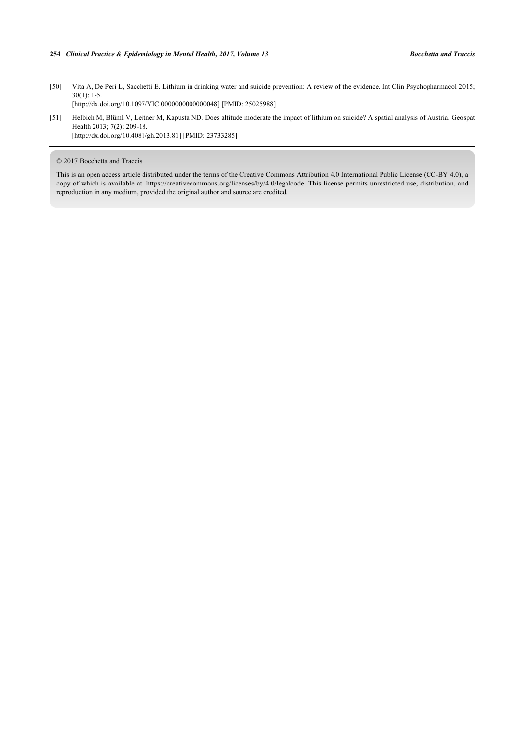[50] Vita A, De Peri L, Sacchetti E. Lithium in drinking water and suicide prevention: A review of the evidence. Int Clin Psychopharmacol 2015; 30(1): 1-5.
[http://dx.doi.org/10.1097/YIC.0000000000000048] [PMID: 25025988]

[51] Helbich M, Blüml V, Leitner M, Kapusta ND. Does altitude moderate the impact of lithium on suicide? A spatial analysis of Austria. Geospat Health 2013; 7(2): 209-18.
[http://dx.doi.org/10.4081/gh.2013.81] [PMID: 23733285]

---

© 2017 Bocchetta and Traccis.

This is an open access article distributed under the terms of the Creative Commons Attribution 4.0 International Public License (CC-BY 4.0), a copy of which is available at: https://creativecommons.org/licenses/by/4.0/legalcode. This license permits unrestricted use, distribution, and reproduction in any medium, provided the original author and source are credited.